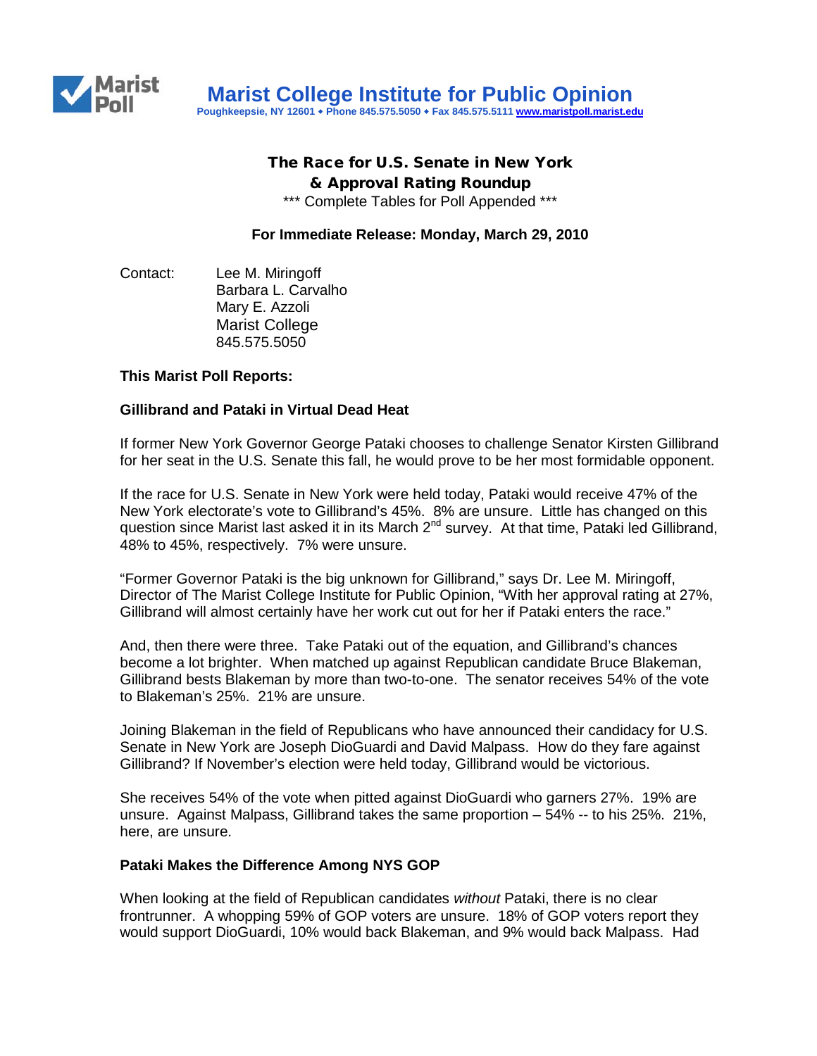# Marist College Institute for Public Opinion

Poughkeepsie, NY 12601 • Phone 845.575.5050 • Fax 845.575.5111 www.maristpoll.marist.edu

## The Race for U.S. Senate in New York & Approval Rating Roundup

*** Complete Tables for Poll Appended ***

**For Immediate Release: Monday, March 29, 2010**

Contact: Lee M. Miringoff
Barbara L. Carvalho
Mary E. Azzoli
Marist College
845.575.5050

**This Marist Poll Reports:**

**Gillibrand and Pataki in Virtual Dead Heat**

If former New York Governor George Pataki chooses to challenge Senator Kirsten Gillibrand for her seat in the U.S. Senate this fall, he would prove to be her most formidable opponent.

If the race for U.S. Senate in New York were held today, Pataki would receive 47% of the New York electorate's vote to Gillibrand's 45%. 8% are unsure. Little has changed on this question since Marist last asked it in its March 2nd survey. At that time, Pataki led Gillibrand, 48% to 45%, respectively. 7% were unsure.

"Former Governor Pataki is the big unknown for Gillibrand," says Dr. Lee M. Miringoff, Director of The Marist College Institute for Public Opinion, "With her approval rating at 27%, Gillibrand will almost certainly have her work cut out for her if Pataki enters the race."

And, then there were three. Take Pataki out of the equation, and Gillibrand's chances become a lot brighter. When matched up against Republican candidate Bruce Blakeman, Gillibrand bests Blakeman by more than two-to-one. The senator receives 54% of the vote to Blakeman's 25%. 21% are unsure.

Joining Blakeman in the field of Republicans who have announced their candidacy for U.S. Senate in New York are Joseph DioGuardi and David Malpass. How do they fare against Gillibrand? If November's election were held today, Gillibrand would be victorious.

She receives 54% of the vote when pitted against DioGuardi who garners 27%. 19% are unsure. Against Malpass, Gillibrand takes the same proportion – 54% -- to his 25%. 21%, here, are unsure.

**Pataki Makes the Difference Among NYS GOP**

When looking at the field of Republican candidates *without* Pataki, there is no clear frontrunner. A whopping 59% of GOP voters are unsure. 18% of GOP voters report they would support DioGuardi, 10% would back Blakeman, and 9% would back Malpass. Had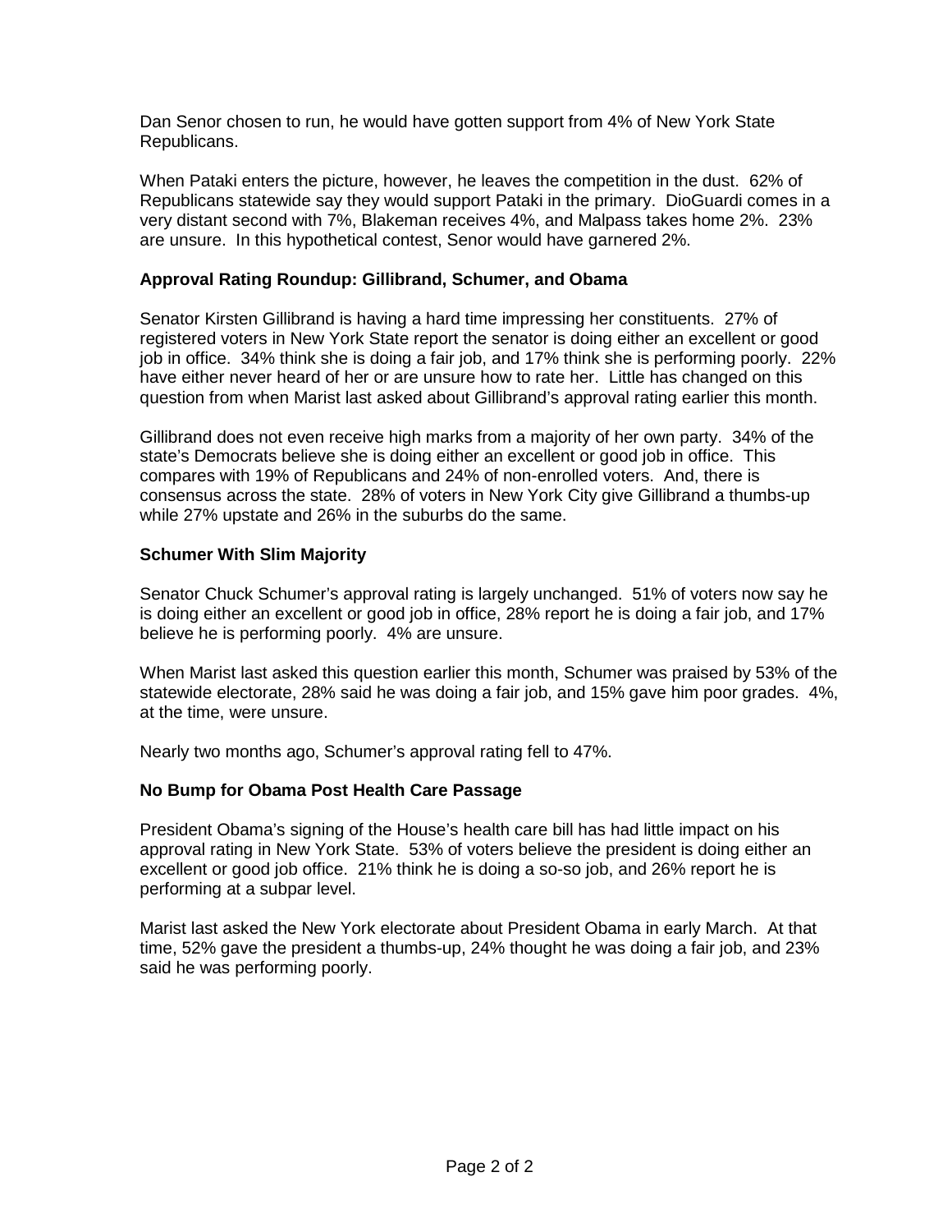Dan Senor chosen to run, he would have gotten support from 4% of New York State Republicans.

When Pataki enters the picture, however, he leaves the competition in the dust. 62% of Republicans statewide say they would support Pataki in the primary. DioGuardi comes in a very distant second with 7%, Blakeman receives 4%, and Malpass takes home 2%. 23% are unsure. In this hypothetical contest, Senor would have garnered 2%.

### Approval Rating Roundup: Gillibrand, Schumer, and Obama

Senator Kirsten Gillibrand is having a hard time impressing her constituents. 27% of registered voters in New York State report the senator is doing either an excellent or good job in office. 34% think she is doing a fair job, and 17% think she is performing poorly. 22% have either never heard of her or are unsure how to rate her. Little has changed on this question from when Marist last asked about Gillibrand's approval rating earlier this month.

Gillibrand does not even receive high marks from a majority of her own party. 34% of the state's Democrats believe she is doing either an excellent or good job in office. This compares with 19% of Republicans and 24% of non-enrolled voters. And, there is consensus across the state. 28% of voters in New York City give Gillibrand a thumbs-up while 27% upstate and 26% in the suburbs do the same.

### Schumer With Slim Majority

Senator Chuck Schumer's approval rating is largely unchanged. 51% of voters now say he is doing either an excellent or good job in office, 28% report he is doing a fair job, and 17% believe he is performing poorly. 4% are unsure.

When Marist last asked this question earlier this month, Schumer was praised by 53% of the statewide electorate, 28% said he was doing a fair job, and 15% gave him poor grades. 4%, at the time, were unsure.

Nearly two months ago, Schumer's approval rating fell to 47%.

### No Bump for Obama Post Health Care Passage

President Obama's signing of the House's health care bill has had little impact on his approval rating in New York State. 53% of voters believe the president is doing either an excellent or good job office. 21% think he is doing a so-so job, and 26% report he is performing at a subpar level.

Marist last asked the New York electorate about President Obama in early March. At that time, 52% gave the president a thumbs-up, 24% thought he was doing a fair job, and 23% said he was performing poorly.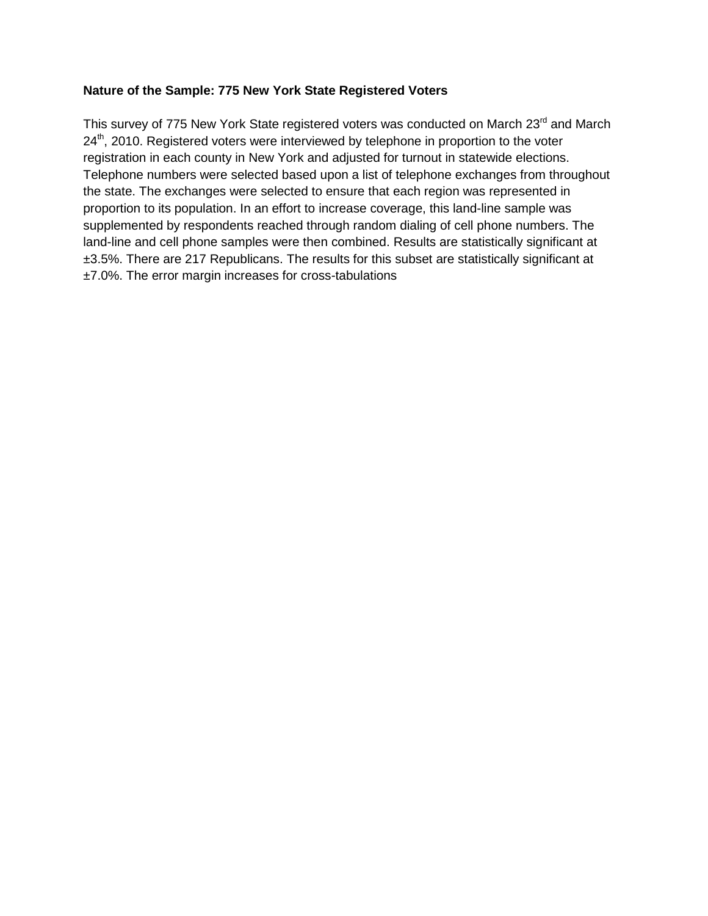**Nature of the Sample: 775 New York State Registered Voters**

This survey of 775 New York State registered voters was conducted on March 23rd and March 24th, 2010. Registered voters were interviewed by telephone in proportion to the voter registration in each county in New York and adjusted for turnout in statewide elections. Telephone numbers were selected based upon a list of telephone exchanges from throughout the state. The exchanges were selected to ensure that each region was represented in proportion to its population. In an effort to increase coverage, this land-line sample was supplemented by respondents reached through random dialing of cell phone numbers. The land-line and cell phone samples were then combined. Results are statistically significant at ±3.5%. There are 217 Republicans. The results for this subset are statistically significant at ±7.0%. The error margin increases for cross-tabulations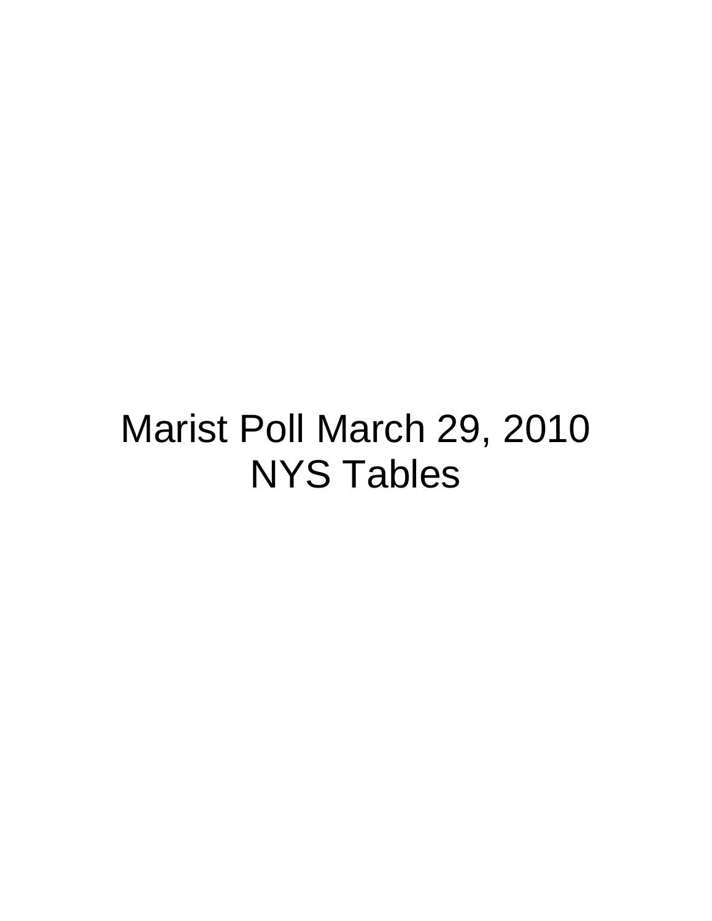# Marist Poll March 29, 2010
# NYS Tables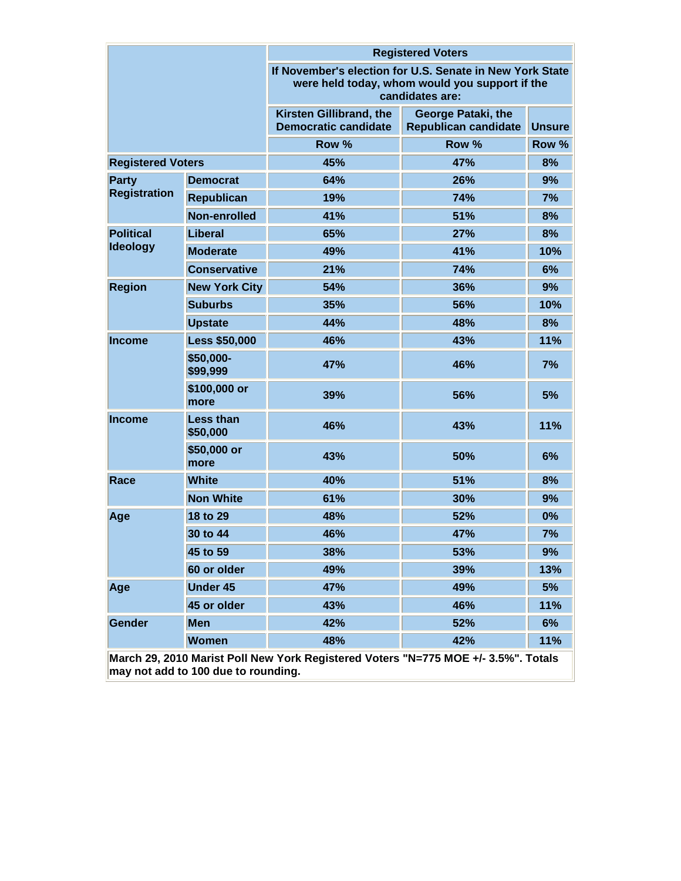| | | Registered Voters | | |
|---|---|---|---|---|
| | | If November's election for U.S. Senate in New York State were held today, whom would you support if the candidates are: | | |
| | | Kirsten Gillibrand, the Democratic candidate | George Pataki, the Republican candidate | Unsure |
| | | Row % | Row % | Row % |
| Registered Voters | | 45% | 47% | 8% |
| Party Registration | Democrat | 64% | 26% | 9% |
| | Republican | 19% | 74% | 7% |
| | Non-enrolled | 41% | 51% | 8% |
| Political Ideology | Liberal | 65% | 27% | 8% |
| | Moderate | 49% | 41% | 10% |
| | Conservative | 21% | 74% | 6% |
| Region | New York City | 54% | 36% | 9% |
| | Suburbs | 35% | 56% | 10% |
| | Upstate | 44% | 48% | 8% |
| Income | Less $50,000 | 46% | 43% | 11% |
| | $50,000-$99,999 | 47% | 46% | 7% |
| | $100,000 or more | 39% | 56% | 5% |
| Income | Less than $50,000 | 46% | 43% | 11% |
| | $50,000 or more | 43% | 50% | 6% |
| Race | White | 40% | 51% | 8% |
| | Non White | 61% | 30% | 9% |
| Age | 18 to 29 | 48% | 52% | 0% |
| | 30 to 44 | 46% | 47% | 7% |
| | 45 to 59 | 38% | 53% | 9% |
| | 60 or older | 49% | 39% | 13% |
| Age | Under 45 | 47% | 49% | 5% |
| | 45 or older | 43% | 46% | 11% |
| Gender | Men | 42% | 52% | 6% |
| | Women | 48% | 42% | 11% |

March 29, 2010 Marist Poll New York Registered Voters "N=775 MOE +/- 3.5%". Totals may not add to 100 due to rounding.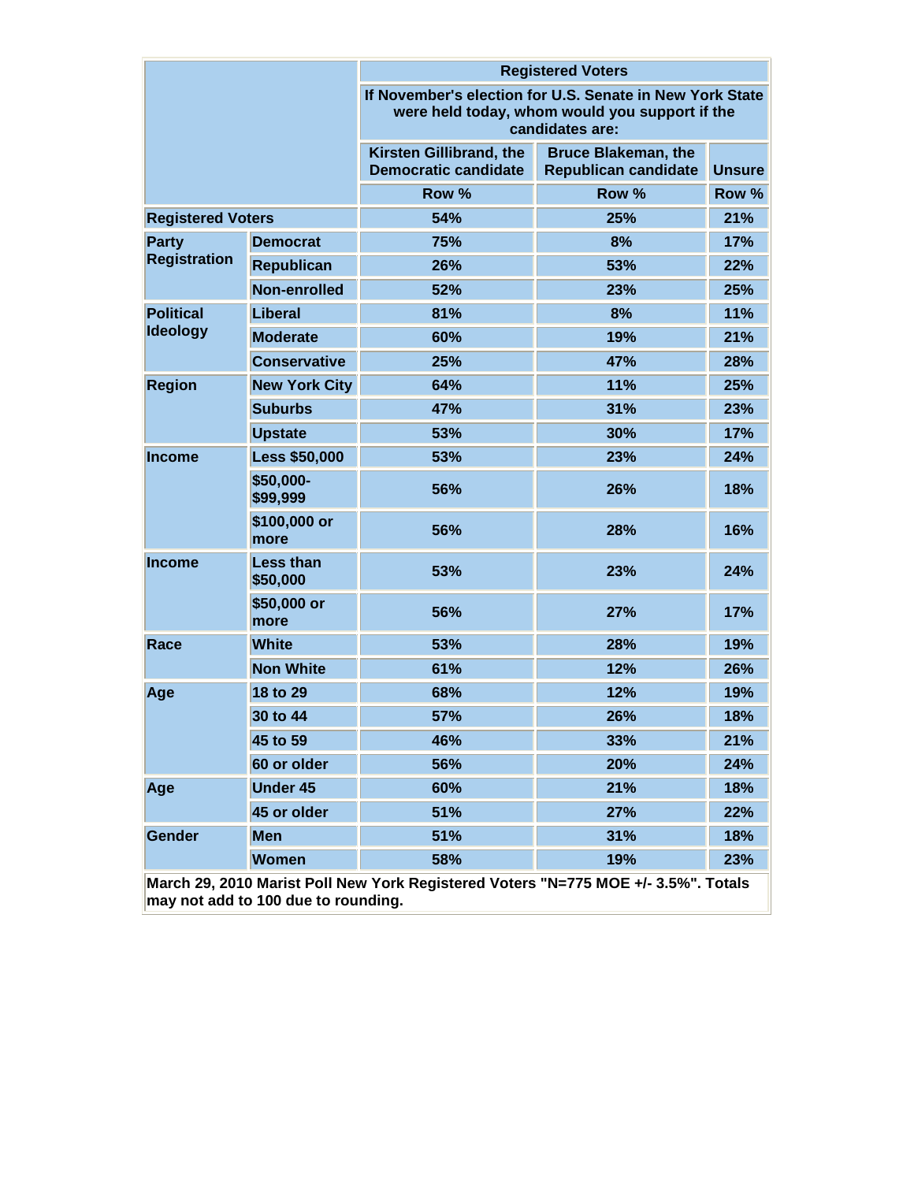| | | Registered Voters | | |
|---|---|---|---|---|
| | | If November's election for U.S. Senate in New York State were held today, whom would you support if the candidates are: | | |
| | | Kirsten Gillibrand, the Democratic candidate | Bruce Blakeman, the Republican candidate | Unsure |
| | | Row % | Row % | Row % |
| Registered Voters | | 54% | 25% | 21% |
| Party Registration | Democrat | 75% | 8% | 17% |
| | Republican | 26% | 53% | 22% |
| | Non-enrolled | 52% | 23% | 25% |
| Political Ideology | Liberal | 81% | 8% | 11% |
| | Moderate | 60% | 19% | 21% |
| | Conservative | 25% | 47% | 28% |
| Region | New York City | 64% | 11% | 25% |
| | Suburbs | 47% | 31% | 23% |
| | Upstate | 53% | 30% | 17% |
| Income | Less $50,000 | 53% | 23% | 24% |
| | $50,000-$99,999 | 56% | 26% | 18% |
| | $100,000 or more | 56% | 28% | 16% |
| Income | Less than $50,000 | 53% | 23% | 24% |
| | $50,000 or more | 56% | 27% | 17% |
| Race | White | 53% | 28% | 19% |
| | Non White | 61% | 12% | 26% |
| Age | 18 to 29 | 68% | 12% | 19% |
| | 30 to 44 | 57% | 26% | 18% |
| | 45 to 59 | 46% | 33% | 21% |
| | 60 or older | 56% | 20% | 24% |
| Age | Under 45 | 60% | 21% | 18% |
| | 45 or older | 51% | 27% | 22% |
| Gender | Men | 51% | 31% | 18% |
| | Women | 58% | 19% | 23% |

March 29, 2010 Marist Poll New York Registered Voters "N=775 MOE +/- 3.5%". Totals may not add to 100 due to rounding.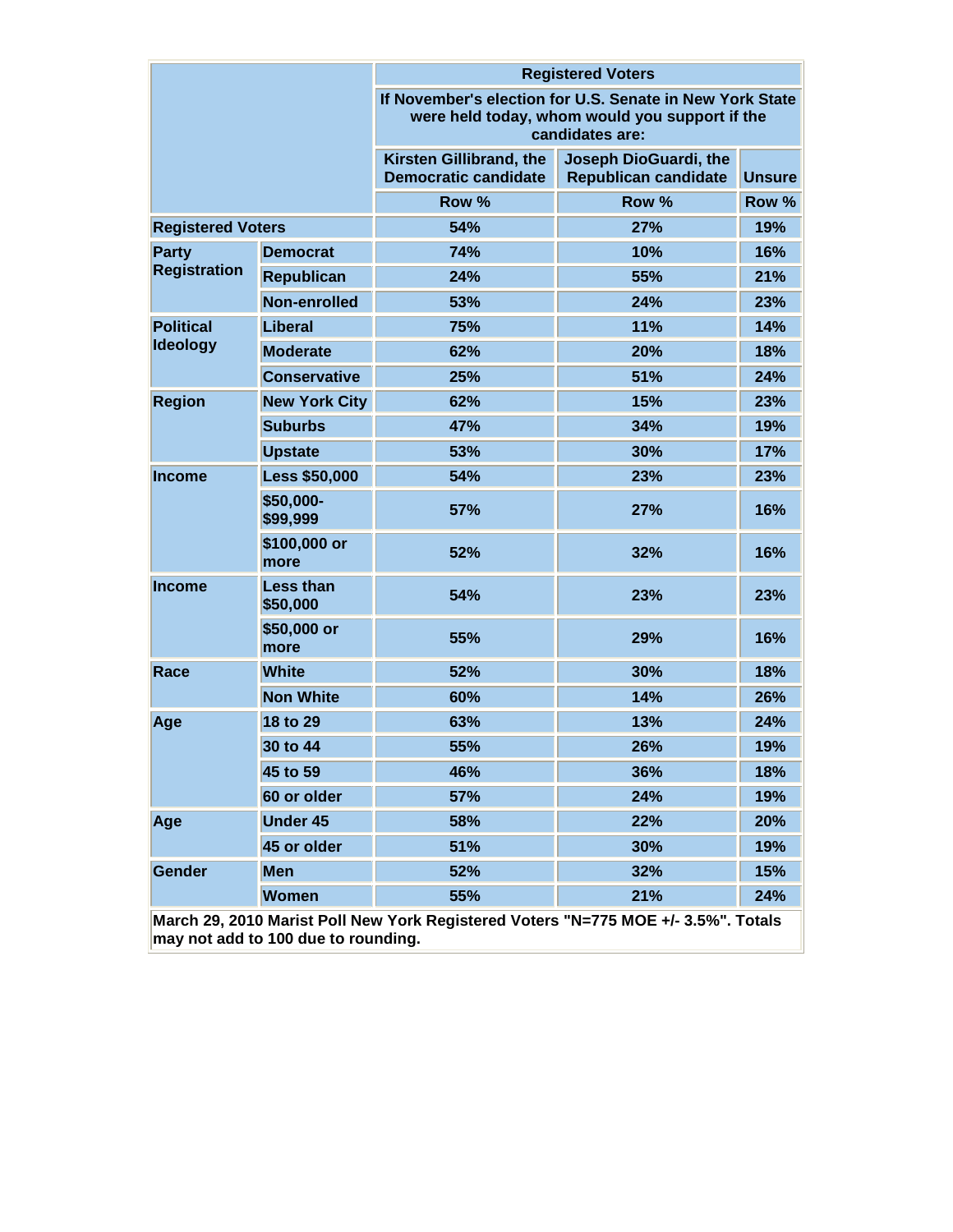| | | Registered Voters | | |
|---|---|---|---|---|
| | | If November's election for U.S. Senate in New York State were held today, whom would you support if the candidates are: | | |
| | | Kirsten Gillibrand, the Democratic candidate | Joseph DioGuardi, the Republican candidate | Unsure |
| | | Row % | Row % | Row % |
| **Registered Voters** | | 54% | 27% | 19% |
| **Party Registration** | **Democrat** | 74% | 10% | 16% |
| | **Republican** | 24% | 55% | 21% |
| | **Non-enrolled** | 53% | 24% | 23% |
| **Political Ideology** | **Liberal** | 75% | 11% | 14% |
| | **Moderate** | 62% | 20% | 18% |
| | **Conservative** | 25% | 51% | 24% |
| **Region** | **New York City** | 62% | 15% | 23% |
| | **Suburbs** | 47% | 34% | 19% |
| | **Upstate** | 53% | 30% | 17% |
| **Income** | **Less $50,000** | 54% | 23% | 23% |
| | **$50,000-$99,999** | 57% | 27% | 16% |
| | **$100,000 or more** | 52% | 32% | 16% |
| **Income** | **Less than $50,000** | 54% | 23% | 23% |
| | **$50,000 or more** | 55% | 29% | 16% |
| **Race** | **White** | 52% | 30% | 18% |
| | **Non White** | 60% | 14% | 26% |
| **Age** | **18 to 29** | 63% | 13% | 24% |
| | **30 to 44** | 55% | 26% | 19% |
| | **45 to 59** | 46% | 36% | 18% |
| | **60 or older** | 57% | 24% | 19% |
| **Age** | **Under 45** | 58% | 22% | 20% |
| | **45 or older** | 51% | 30% | 19% |
| **Gender** | **Men** | 52% | 32% | 15% |
| | **Women** | 55% | 21% | 24% |

**March 29, 2010 Marist Poll New York Registered Voters "N=775 MOE +/- 3.5%". Totals may not add to 100 due to rounding.**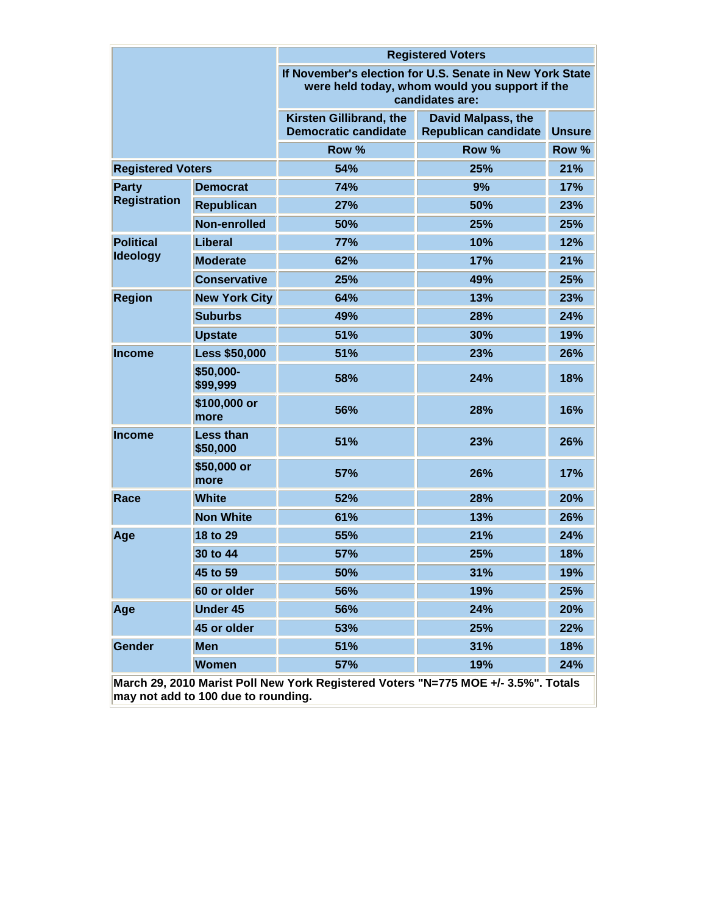| | | Registered Voters | | |
|---|---|---|---|---|
| | | If November's election for U.S. Senate in New York State were held today, whom would you support if the candidates are: | | |
| | | Kirsten Gillibrand, the Democratic candidate | David Malpass, the Republican candidate | Unsure |
| | | Row % | Row % | Row % |
| Registered Voters | | 54% | 25% | 21% |
| Party Registration | Democrat | 74% | 9% | 17% |
| | Republican | 27% | 50% | 23% |
| | Non-enrolled | 50% | 25% | 25% |
| Political Ideology | Liberal | 77% | 10% | 12% |
| | Moderate | 62% | 17% | 21% |
| | Conservative | 25% | 49% | 25% |
| Region | New York City | 64% | 13% | 23% |
| | Suburbs | 49% | 28% | 24% |
| | Upstate | 51% | 30% | 19% |
| Income | Less $50,000 | 51% | 23% | 26% |
| | $50,000-$99,999 | 58% | 24% | 18% |
| | $100,000 or more | 56% | 28% | 16% |
| Income | Less than $50,000 | 51% | 23% | 26% |
| | $50,000 or more | 57% | 26% | 17% |
| Race | White | 52% | 28% | 20% |
| | Non White | 61% | 13% | 26% |
| Age | 18 to 29 | 55% | 21% | 24% |
| | 30 to 44 | 57% | 25% | 18% |
| | 45 to 59 | 50% | 31% | 19% |
| | 60 or older | 56% | 19% | 25% |
| Age | Under 45 | 56% | 24% | 20% |
| | 45 or older | 53% | 25% | 22% |
| Gender | Men | 51% | 31% | 18% |
| | Women | 57% | 19% | 24% |

March 29, 2010 Marist Poll New York Registered Voters "N=775 MOE +/- 3.5%". Totals may not add to 100 due to rounding.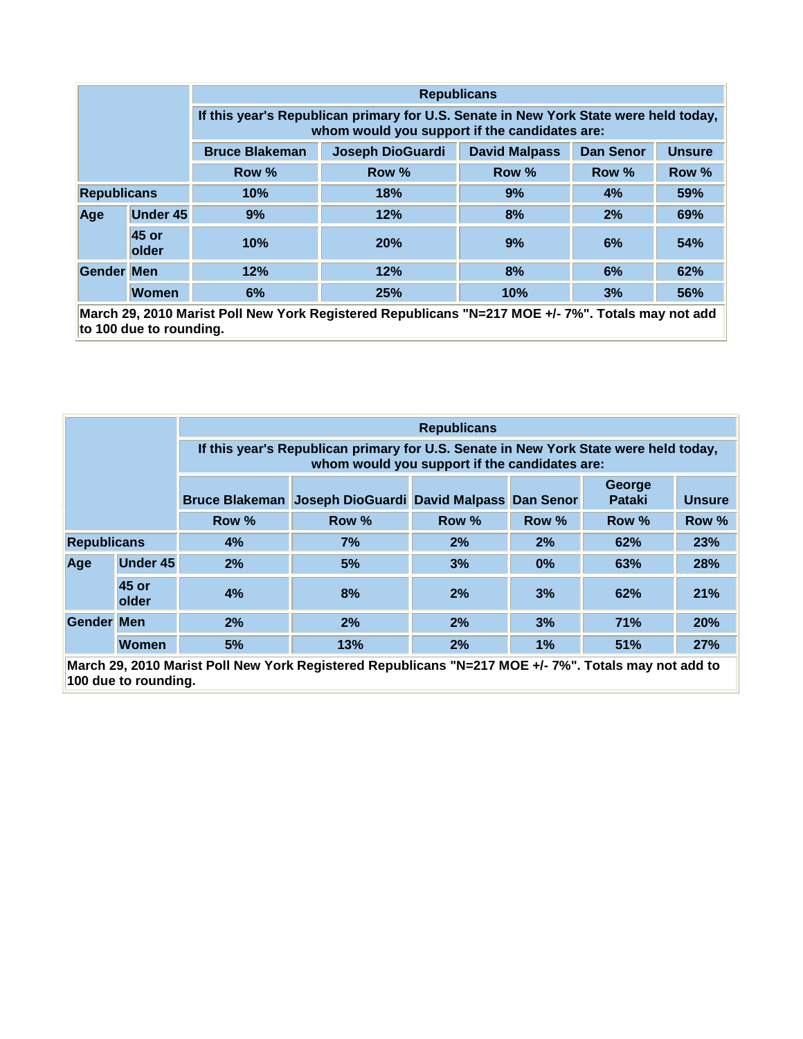| | | Republicans | | | | |
|---|---|---|---|---|---|---|
| | | If this year's Republican primary for U.S. Senate in New York State were held today, whom would you support if the candidates are: | | | | |
| | | Bruce Blakeman | Joseph DioGuardi | David Malpass | Dan Senor | Unsure |
| | | Row % | Row % | Row % | Row % | Row % |
| Republicans | | 10% | 18% | 9% | 4% | 59% |
| Age | Under 45 | 9% | 12% | 8% | 2% | 69% |
| | 45 or older | 10% | 20% | 9% | 6% | 54% |
| Gender | Men | 12% | 12% | 8% | 6% | 62% |
| | Women | 6% | 25% | 10% | 3% | 56% |

March 29, 2010 Marist Poll New York Registered Republicans "N=217 MOE +/- 7%". Totals may not add to 100 due to rounding.

| | | Republicans | | | | | |
|---|---|---|---|---|---|---|---|
| | | If this year's Republican primary for U.S. Senate in New York State were held today, whom would you support if the candidates are: | | | | | |
| | | Bruce Blakeman | Joseph DioGuardi | David Malpass | Dan Senor | George Pataki | Unsure |
| | | Row % | Row % | Row % | Row % | Row % | Row % |
| Republicans | | 4% | 7% | 2% | 2% | 62% | 23% |
| Age | Under 45 | 2% | 5% | 3% | 0% | 63% | 28% |
| | 45 or older | 4% | 8% | 2% | 3% | 62% | 21% |
| Gender | Men | 2% | 2% | 2% | 3% | 71% | 20% |
| | Women | 5% | 13% | 2% | 1% | 51% | 27% |

March 29, 2010 Marist Poll New York Registered Republicans "N=217 MOE +/- 7%". Totals may not add to 100 due to rounding.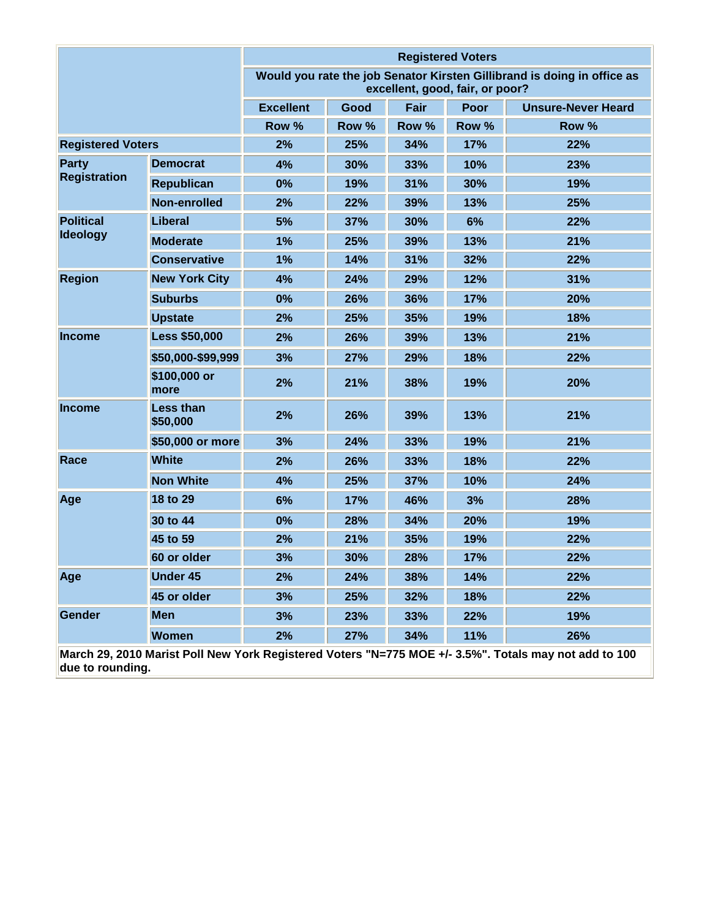| | | Registered Voters | | | | |
|---|---|---|---|---|---|---|
| | | Would you rate the job Senator Kirsten Gillibrand is doing in office as excellent, good, fair, or poor? | | | | |
| | | Excellent | Good | Fair | Poor | Unsure-Never Heard |
| | | Row % | Row % | Row % | Row % | Row % |
| Registered Voters | | 2% | 25% | 34% | 17% | 22% |
| Party Registration | Democrat | 4% | 30% | 33% | 10% | 23% |
| | Republican | 0% | 19% | 31% | 30% | 19% |
| | Non-enrolled | 2% | 22% | 39% | 13% | 25% |
| Political Ideology | Liberal | 5% | 37% | 30% | 6% | 22% |
| | Moderate | 1% | 25% | 39% | 13% | 21% |
| | Conservative | 1% | 14% | 31% | 32% | 22% |
| Region | New York City | 4% | 24% | 29% | 12% | 31% |
| | Suburbs | 0% | 26% | 36% | 17% | 20% |
| | Upstate | 2% | 25% | 35% | 19% | 18% |
| Income | Less $50,000 | 2% | 26% | 39% | 13% | 21% |
| | $50,000-$99,999 | 3% | 27% | 29% | 18% | 22% |
| | $100,000 or more | 2% | 21% | 38% | 19% | 20% |
| Income | Less than $50,000 | 2% | 26% | 39% | 13% | 21% |
| | $50,000 or more | 3% | 24% | 33% | 19% | 21% |
| Race | White | 2% | 26% | 33% | 18% | 22% |
| | Non White | 4% | 25% | 37% | 10% | 24% |
| Age | 18 to 29 | 6% | 17% | 46% | 3% | 28% |
| | 30 to 44 | 0% | 28% | 34% | 20% | 19% |
| | 45 to 59 | 2% | 21% | 35% | 19% | 22% |
| | 60 or older | 3% | 30% | 28% | 17% | 22% |
| Age | Under 45 | 2% | 24% | 38% | 14% | 22% |
| | 45 or older | 3% | 25% | 32% | 18% | 22% |
| Gender | Men | 3% | 23% | 33% | 22% | 19% |
| | Women | 2% | 27% | 34% | 11% | 26% |

March 29, 2010 Marist Poll New York Registered Voters "N=775 MOE +/- 3.5%". Totals may not add to 100 due to rounding.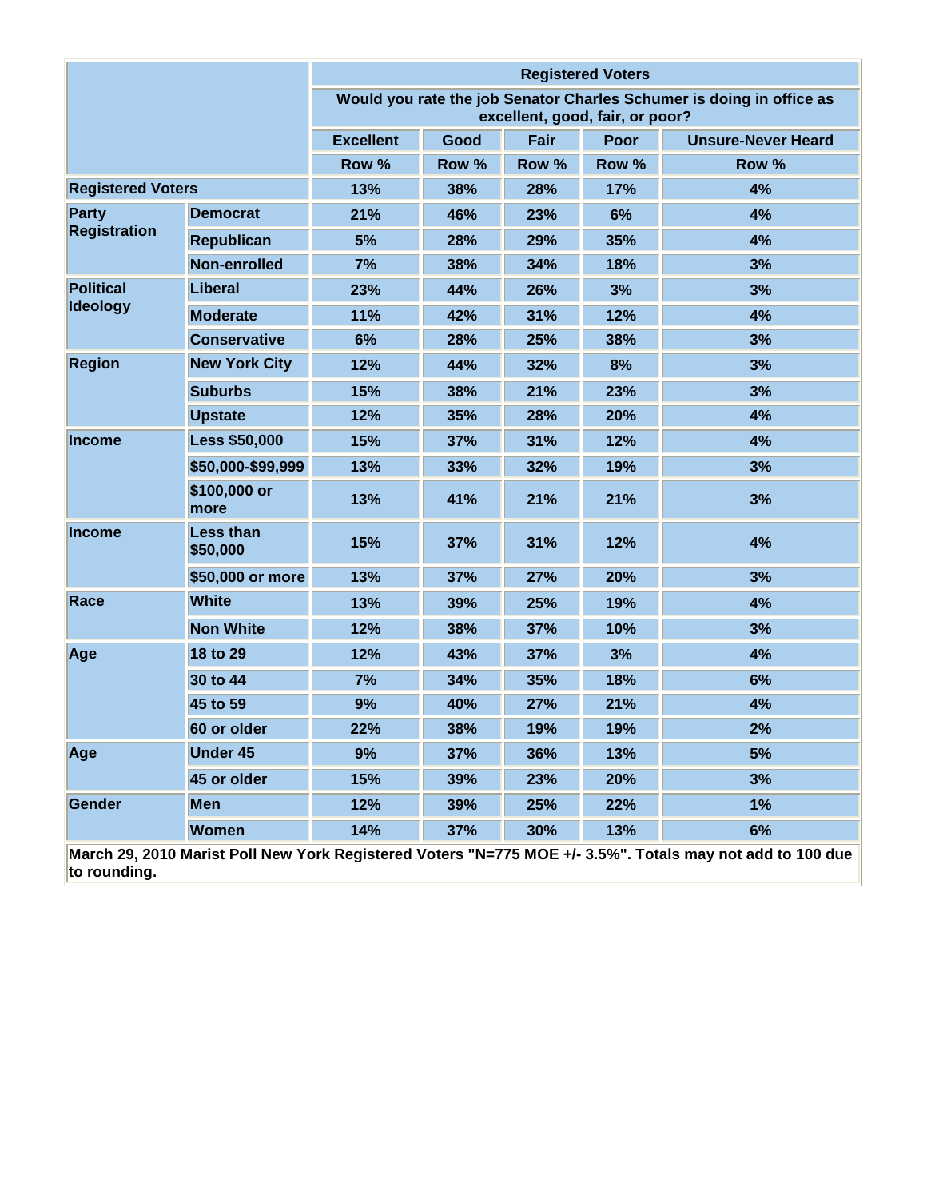| | | Registered Voters | | | | |
|---|---|---|---|---|---|---|
| | | Would you rate the job Senator Charles Schumer is doing in office as excellent, good, fair, or poor? | | | | |
| | | Excellent | Good | Fair | Poor | Unsure-Never Heard |
| | | Row % | Row % | Row % | Row % | Row % |
| Registered Voters | | 13% | 38% | 28% | 17% | 4% |
| Party Registration | Democrat | 21% | 46% | 23% | 6% | 4% |
| | Republican | 5% | 28% | 29% | 35% | 4% |
| | Non-enrolled | 7% | 38% | 34% | 18% | 3% |
| Political Ideology | Liberal | 23% | 44% | 26% | 3% | 3% |
| | Moderate | 11% | 42% | 31% | 12% | 4% |
| | Conservative | 6% | 28% | 25% | 38% | 3% |
| Region | New York City | 12% | 44% | 32% | 8% | 3% |
| | Suburbs | 15% | 38% | 21% | 23% | 3% |
| | Upstate | 12% | 35% | 28% | 20% | 4% |
| Income | Less $50,000 | 15% | 37% | 31% | 12% | 4% |
| | $50,000-$99,999 | 13% | 33% | 32% | 19% | 3% |
| | $100,000 or more | 13% | 41% | 21% | 21% | 3% |
| Income | Less than $50,000 | 15% | 37% | 31% | 12% | 4% |
| | $50,000 or more | 13% | 37% | 27% | 20% | 3% |
| Race | White | 13% | 39% | 25% | 19% | 4% |
| | Non White | 12% | 38% | 37% | 10% | 3% |
| Age | 18 to 29 | 12% | 43% | 37% | 3% | 4% |
| | 30 to 44 | 7% | 34% | 35% | 18% | 6% |
| | 45 to 59 | 9% | 40% | 27% | 21% | 4% |
| | 60 or older | 22% | 38% | 19% | 19% | 2% |
| Age | Under 45 | 9% | 37% | 36% | 13% | 5% |
| | 45 or older | 15% | 39% | 23% | 20% | 3% |
| Gender | Men | 12% | 39% | 25% | 22% | 1% |
| | Women | 14% | 37% | 30% | 13% | 6% |

March 29, 2010 Marist Poll New York Registered Voters "N=775 MOE +/- 3.5%". Totals may not add to 100 due to rounding.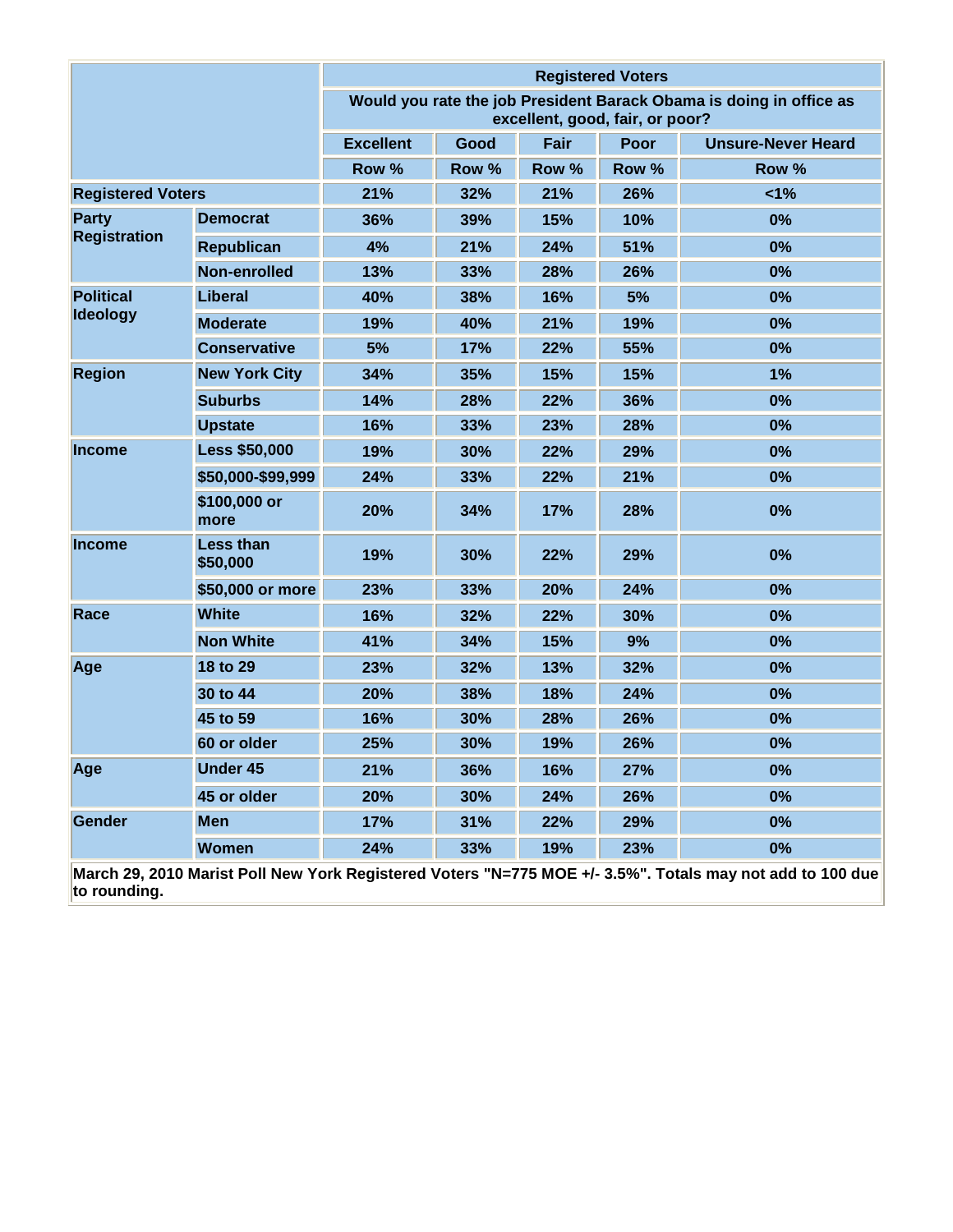| | | Registered Voters | | | | |
|---|---|---|---|---|---|---|
| | | Would you rate the job President Barack Obama is doing in office as excellent, good, fair, or poor? | | | | |
| | | Excellent | Good | Fair | Poor | Unsure-Never Heard |
| | | Row % | Row % | Row % | Row % | Row % |
| Registered Voters | | 21% | 32% | 21% | 26% | <1% |
| Party Registration | Democrat | 36% | 39% | 15% | 10% | 0% |
| | Republican | 4% | 21% | 24% | 51% | 0% |
| | Non-enrolled | 13% | 33% | 28% | 26% | 0% |
| Political Ideology | Liberal | 40% | 38% | 16% | 5% | 0% |
| | Moderate | 19% | 40% | 21% | 19% | 0% |
| | Conservative | 5% | 17% | 22% | 55% | 0% |
| Region | New York City | 34% | 35% | 15% | 15% | 1% |
| | Suburbs | 14% | 28% | 22% | 36% | 0% |
| | Upstate | 16% | 33% | 23% | 28% | 0% |
| Income | Less $50,000 | 19% | 30% | 22% | 29% | 0% |
| | $50,000-$99,999 | 24% | 33% | 22% | 21% | 0% |
| | $100,000 or more | 20% | 34% | 17% | 28% | 0% |
| Income | Less than $50,000 | 19% | 30% | 22% | 29% | 0% |
| | $50,000 or more | 23% | 33% | 20% | 24% | 0% |
| Race | White | 16% | 32% | 22% | 30% | 0% |
| | Non White | 41% | 34% | 15% | 9% | 0% |
| Age | 18 to 29 | 23% | 32% | 13% | 32% | 0% |
| | 30 to 44 | 20% | 38% | 18% | 24% | 0% |
| | 45 to 59 | 16% | 30% | 28% | 26% | 0% |
| | 60 or older | 25% | 30% | 19% | 26% | 0% |
| Age | Under 45 | 21% | 36% | 16% | 27% | 0% |
| | 45 or older | 20% | 30% | 24% | 26% | 0% |
| Gender | Men | 17% | 31% | 22% | 29% | 0% |
| | Women | 24% | 33% | 19% | 23% | 0% |

**March 29, 2010 Marist Poll New York Registered Voters "N=775 MOE +/- 3.5%". Totals may not add to 100 due to rounding.**